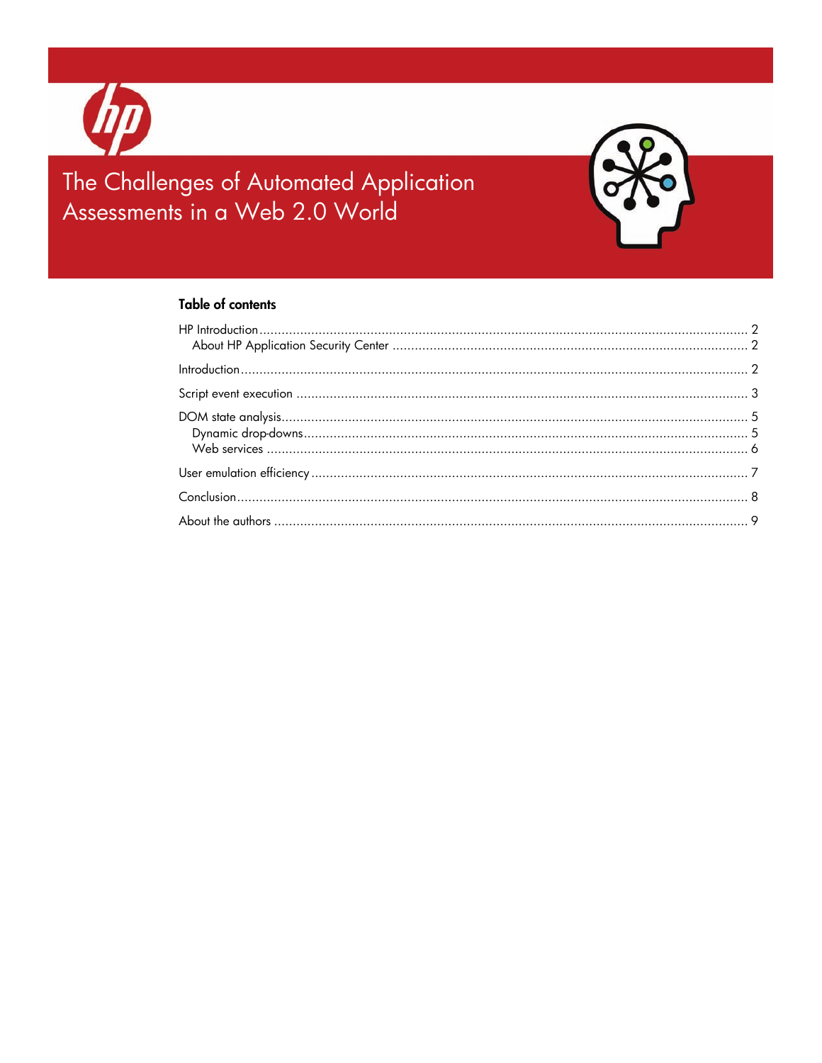# The Challenges of Automated Application Assessments in a Web 2.0 World

## Table of contents

HP Introduction ........ 2
  About HP Application Security Center ........ 2

Introduction ........ 2

Script event execution ........ 3

DOM state analysis ........ 5
  Dynamic drop-downs ........ 5
  Web services ........ 6

User emulation efficiency ........ 7

Conclusion ........ 8

About the authors ........ 9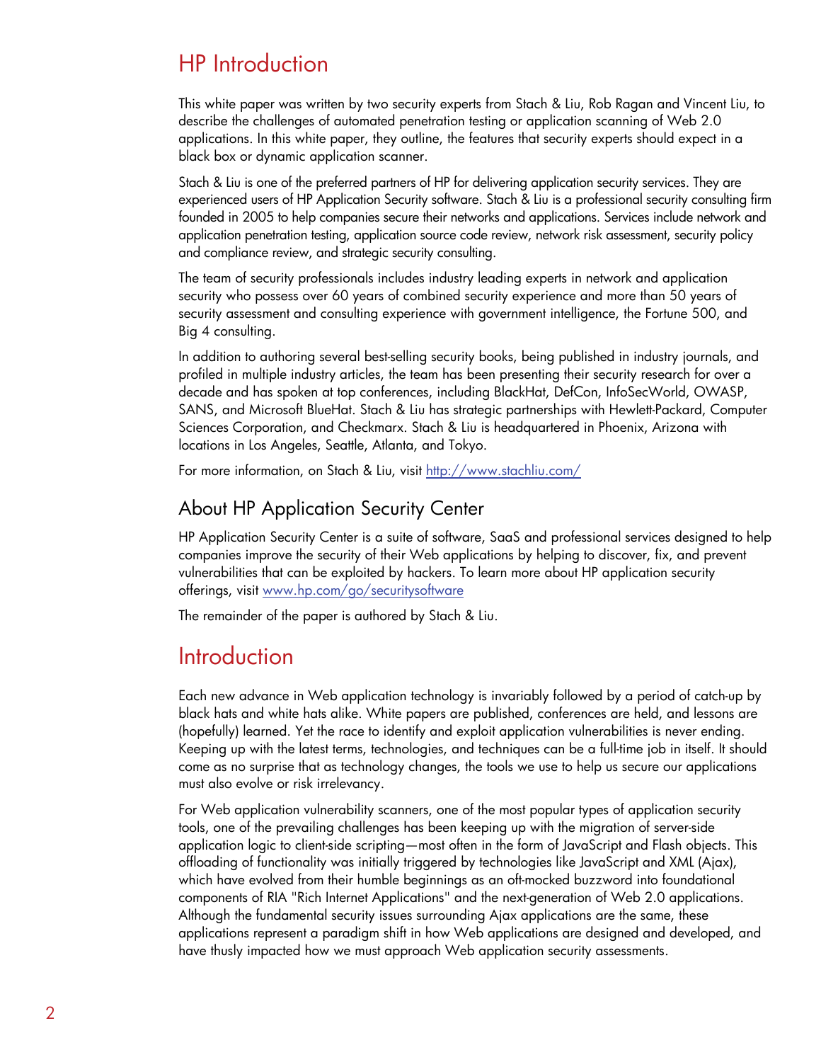# HP Introduction

This white paper was written by two security experts from Stach & Liu, Rob Ragan and Vincent Liu, to describe the challenges of automated penetration testing or application scanning of Web 2.0 applications. In this white paper, they outline, the features that security experts should expect in a black box or dynamic application scanner.

Stach & Liu is one of the preferred partners of HP for delivering application security services. They are experienced users of HP Application Security software. Stach & Liu is a professional security consulting firm founded in 2005 to help companies secure their networks and applications. Services include network and application penetration testing, application source code review, network risk assessment, security policy and compliance review, and strategic security consulting.

The team of security professionals includes industry leading experts in network and application security who possess over 60 years of combined security experience and more than 50 years of security assessment and consulting experience with government intelligence, the Fortune 500, and Big 4 consulting.

In addition to authoring several best-selling security books, being published in industry journals, and profiled in multiple industry articles, the team has been presenting their security research for over a decade and has spoken at top conferences, including BlackHat, DefCon, InfoSecWorld, OWASP, SANS, and Microsoft BlueHat. Stach & Liu has strategic partnerships with Hewlett-Packard, Computer Sciences Corporation, and Checkmarx. Stach & Liu is headquartered in Phoenix, Arizona with locations in Los Angeles, Seattle, Atlanta, and Tokyo.

For more information, on Stach & Liu, visit http://www.stachliu.com/

## About HP Application Security Center

HP Application Security Center is a suite of software, SaaS and professional services designed to help companies improve the security of their Web applications by helping to discover, fix, and prevent vulnerabilities that can be exploited by hackers. To learn more about HP application security offerings, visit www.hp.com/go/securitysoftware

The remainder of the paper is authored by Stach & Liu.

# Introduction

Each new advance in Web application technology is invariably followed by a period of catch-up by black hats and white hats alike. White papers are published, conferences are held, and lessons are (hopefully) learned. Yet the race to identify and exploit application vulnerabilities is never ending. Keeping up with the latest terms, technologies, and techniques can be a full-time job in itself. It should come as no surprise that as technology changes, the tools we use to help us secure our applications must also evolve or risk irrelevancy.

For Web application vulnerability scanners, one of the most popular types of application security tools, one of the prevailing challenges has been keeping up with the migration of server-side application logic to client-side scripting—most often in the form of JavaScript and Flash objects. This offloading of functionality was initially triggered by technologies like JavaScript and XML (Ajax), which have evolved from their humble beginnings as an oft-mocked buzzword into foundational components of RIA "Rich Internet Applications" and the next-generation of Web 2.0 applications. Although the fundamental security issues surrounding Ajax applications are the same, these applications represent a paradigm shift in how Web applications are designed and developed, and have thusly impacted how we must approach Web application security assessments.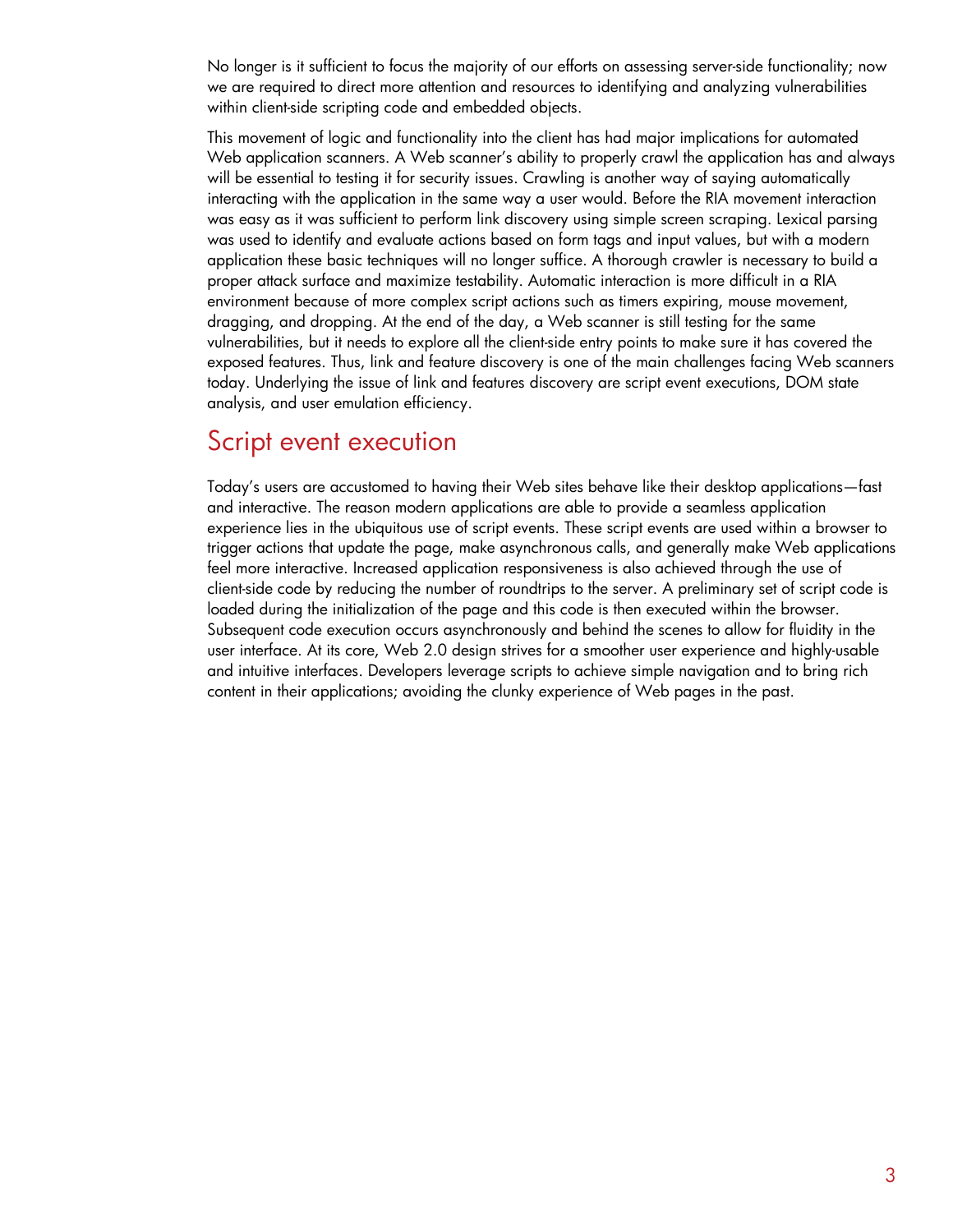No longer is it sufficient to focus the majority of our efforts on assessing server-side functionality; now we are required to direct more attention and resources to identifying and analyzing vulnerabilities within client-side scripting code and embedded objects.

This movement of logic and functionality into the client has had major implications for automated Web application scanners. A Web scanner's ability to properly crawl the application has and always will be essential to testing it for security issues. Crawling is another way of saying automatically interacting with the application in the same way a user would. Before the RIA movement interaction was easy as it was sufficient to perform link discovery using simple screen scraping. Lexical parsing was used to identify and evaluate actions based on form tags and input values, but with a modern application these basic techniques will no longer suffice. A thorough crawler is necessary to build a proper attack surface and maximize testability. Automatic interaction is more difficult in a RIA environment because of more complex script actions such as timers expiring, mouse movement, dragging, and dropping. At the end of the day, a Web scanner is still testing for the same vulnerabilities, but it needs to explore all the client-side entry points to make sure it has covered the exposed features. Thus, link and feature discovery is one of the main challenges facing Web scanners today. Underlying the issue of link and features discovery are script event executions, DOM state analysis, and user emulation efficiency.

## Script event execution

Today's users are accustomed to having their Web sites behave like their desktop applications—fast and interactive. The reason modern applications are able to provide a seamless application experience lies in the ubiquitous use of script events. These script events are used within a browser to trigger actions that update the page, make asynchronous calls, and generally make Web applications feel more interactive. Increased application responsiveness is also achieved through the use of client-side code by reducing the number of roundtrips to the server. A preliminary set of script code is loaded during the initialization of the page and this code is then executed within the browser. Subsequent code execution occurs asynchronously and behind the scenes to allow for fluidity in the user interface. At its core, Web 2.0 design strives for a smoother user experience and highly-usable and intuitive interfaces. Developers leverage scripts to achieve simple navigation and to bring rich content in their applications; avoiding the clunky experience of Web pages in the past.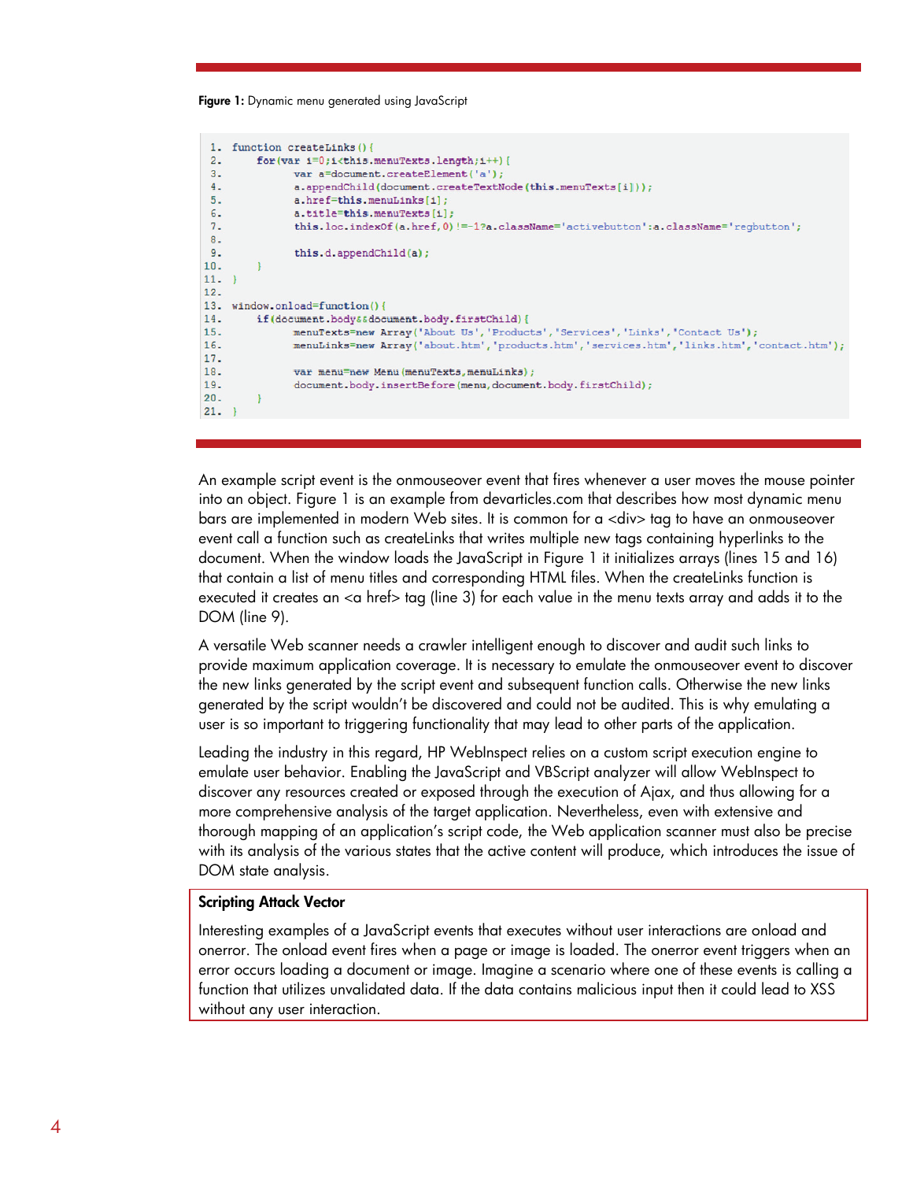**Figure 1:** Dynamic menu generated using JavaScript

```
1.  function createLinks(){
2.      for(var i=0;i<this.menuTexts.length;i++){
3.          var a=document.createElement('a');
4.          a.appendChild(document.createTextNode(this.menuTexts[i]));
5.          a.href=this.menuLinks[i];
6.          a.title=this.menuTexts[i];
7.          this.loc.indexOf(a.href,0)!=-1?a.className='activebutton':a.className='regbutton';
8.
9.          this.d.appendChild(a);
10.     }
11. }
12.
13. window.onload=function(){
14.     if(document.body&&document.body.firstChild){
15.         menuTexts=new Array('About Us','Products','Services','Links','Contact Us');
16.         menuLinks=new Array('about.htm','products.htm','services.htm','links.htm','contact.htm');
17.
18.         var menu=new Menu(menuTexts,menuLinks);
19.         document.body.insertBefore(menu,document.body.firstChild);
20.     }
21. }
```

An example script event is the onmouseover event that fires whenever a user moves the mouse pointer into an object. Figure 1 is an example from devarticles.com that describes how most dynamic menu bars are implemented in modern Web sites. It is common for a <div> tag to have an onmouseover event call a function such as createLinks that writes multiple new tags containing hyperlinks to the document. When the window loads the JavaScript in Figure 1 it initializes arrays (lines 15 and 16) that contain a list of menu titles and corresponding HTML files. When the createLinks function is executed it creates an <a href> tag (line 3) for each value in the menu texts array and adds it to the DOM (line 9).

A versatile Web scanner needs a crawler intelligent enough to discover and audit such links to provide maximum application coverage. It is necessary to emulate the onmouseover event to discover the new links generated by the script event and subsequent function calls. Otherwise the new links generated by the script wouldn't be discovered and could not be audited. This is why emulating a user is so important to triggering functionality that may lead to other parts of the application.

Leading the industry in this regard, HP WebInspect relies on a custom script execution engine to emulate user behavior. Enabling the JavaScript and VBScript analyzer will allow WebInspect to discover any resources created or exposed through the execution of Ajax, and thus allowing for a more comprehensive analysis of the target application. Nevertheless, even with extensive and thorough mapping of an application's script code, the Web application scanner must also be precise with its analysis of the various states that the active content will produce, which introduces the issue of DOM state analysis.

**Scripting Attack Vector**

Interesting examples of a JavaScript events that executes without user interactions are onload and onerror. The onload event fires when a page or image is loaded. The onerror event triggers when an error occurs loading a document or image. Imagine a scenario where one of these events is calling a function that utilizes unvalidated data. If the data contains malicious input then it could lead to XSS without any user interaction.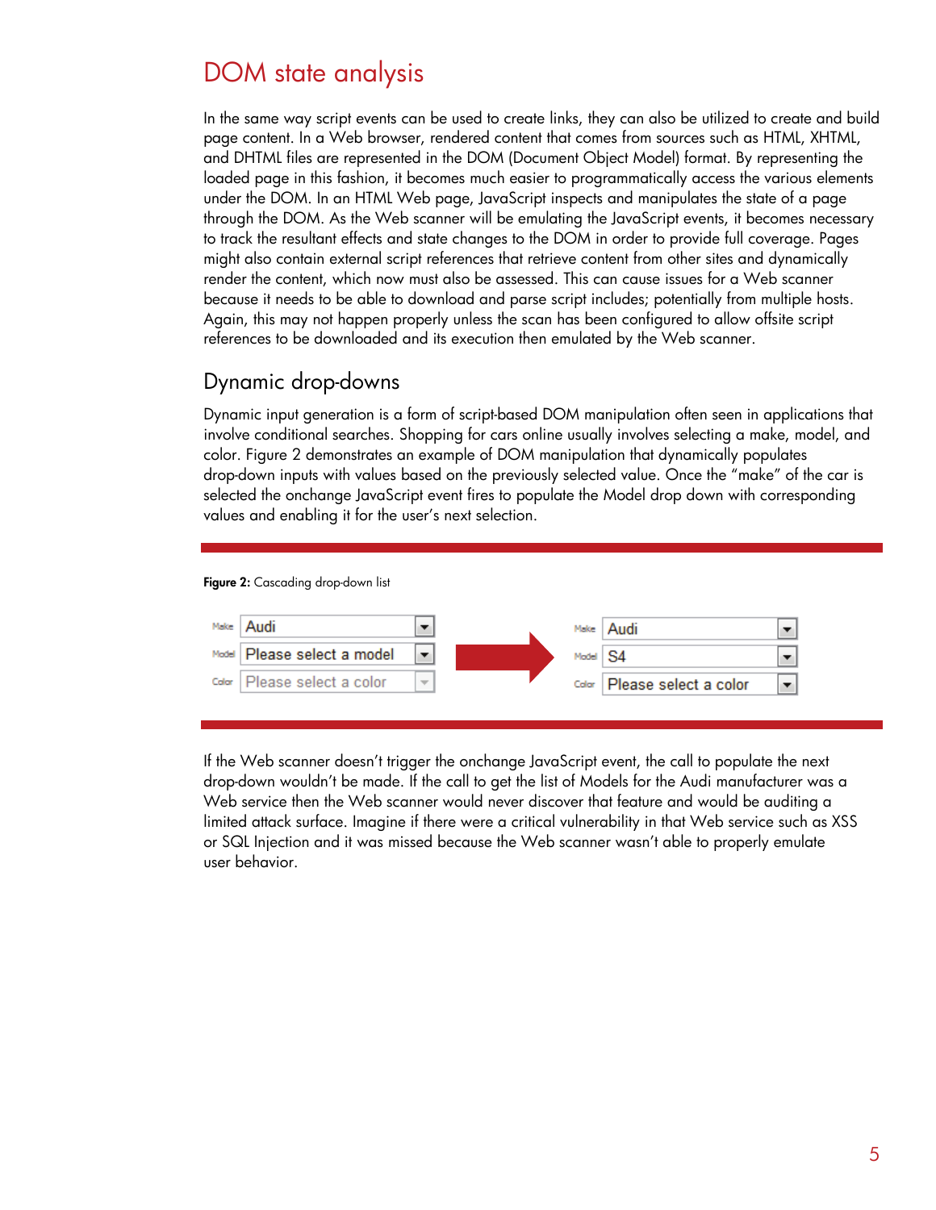# DOM state analysis

In the same way script events can be used to create links, they can also be utilized to create and build page content. In a Web browser, rendered content that comes from sources such as HTML, XHTML, and DHTML files are represented in the DOM (Document Object Model) format. By representing the loaded page in this fashion, it becomes much easier to programmatically access the various elements under the DOM. In an HTML Web page, JavaScript inspects and manipulates the state of a page through the DOM. As the Web scanner will be emulating the JavaScript events, it becomes necessary to track the resultant effects and state changes to the DOM in order to provide full coverage. Pages might also contain external script references that retrieve content from other sites and dynamically render the content, which now must also be assessed. This can cause issues for a Web scanner because it needs to be able to download and parse script includes; potentially from multiple hosts. Again, this may not happen properly unless the scan has been configured to allow offsite script references to be downloaded and its execution then emulated by the Web scanner.

## Dynamic drop-downs

Dynamic input generation is a form of script-based DOM manipulation often seen in applications that involve conditional searches. Shopping for cars online usually involves selecting a make, model, and color. Figure 2 demonstrates an example of DOM manipulation that dynamically populates drop-down inputs with values based on the previously selected value. Once the "make" of the car is selected the onchange JavaScript event fires to populate the Model drop down with corresponding values and enabling it for the user's next selection.

**Figure 2:** Cascading drop-down list

| | Before | | After |
|---|---|---|---|
| Make | Audi | Make | Audi |
| Model | Please select a model | Model | S4 |
| Color | Please select a color | Color | Please select a color |

If the Web scanner doesn't trigger the onchange JavaScript event, the call to populate the next drop-down wouldn't be made. If the call to get the list of Models for the Audi manufacturer was a Web service then the Web scanner would never discover that feature and would be auditing a limited attack surface. Imagine if there were a critical vulnerability in that Web service such as XSS or SQL Injection and it was missed because the Web scanner wasn't able to properly emulate user behavior.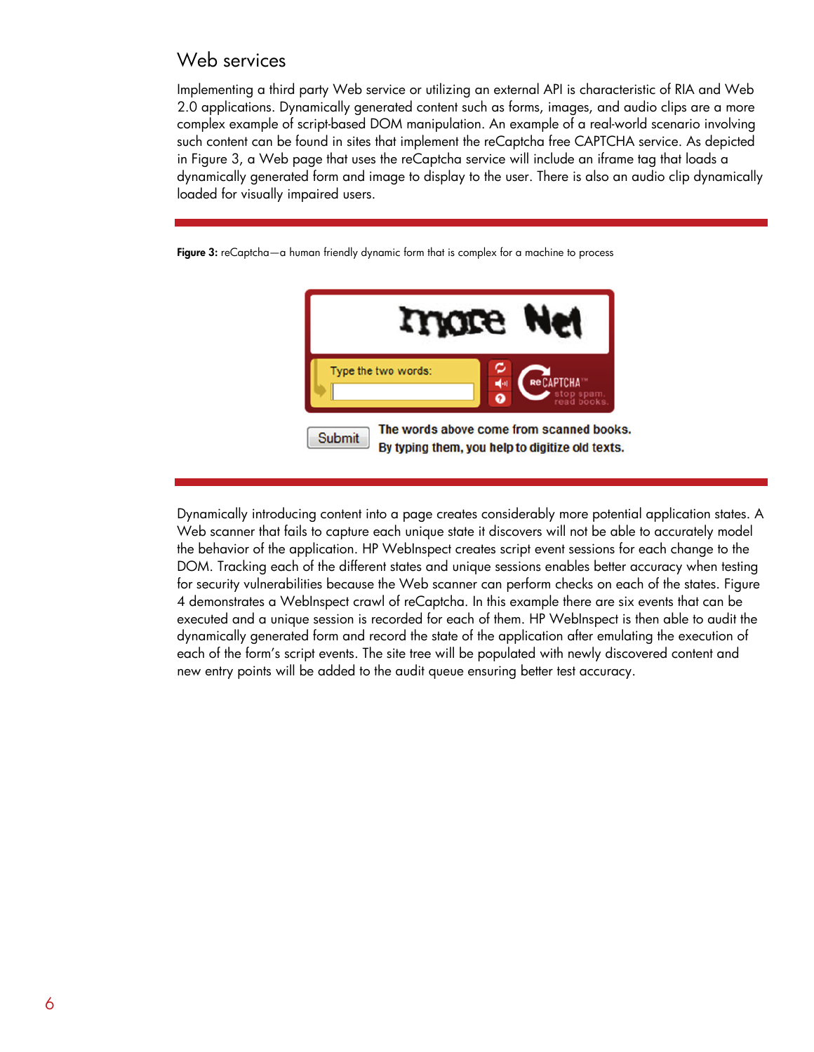## Web services

Implementing a third party Web service or utilizing an external API is characteristic of RIA and Web 2.0 applications. Dynamically generated content such as forms, images, and audio clips are a more complex example of script-based DOM manipulation. An example of a real-world scenario involving such content can be found in sites that implement the reCaptcha free CAPTCHA service. As depicted in Figure 3, a Web page that uses the reCaptcha service will include an iframe tag that loads a dynamically generated form and image to display to the user. There is also an audio clip dynamically loaded for visually impaired users.

**Figure 3:** reCaptcha—a human friendly dynamic form that is complex for a machine to process

Dynamically introducing content into a page creates considerably more potential application states. A Web scanner that fails to capture each unique state it discovers will not be able to accurately model the behavior of the application. HP WebInspect creates script event sessions for each change to the DOM. Tracking each of the different states and unique sessions enables better accuracy when testing for security vulnerabilities because the Web scanner can perform checks on each of the states. Figure 4 demonstrates a WebInspect crawl of reCaptcha. In this example there are six events that can be executed and a unique session is recorded for each of them. HP WebInspect is then able to audit the dynamically generated form and record the state of the application after emulating the execution of each of the form's script events. The site tree will be populated with newly discovered content and new entry points will be added to the audit queue ensuring better test accuracy.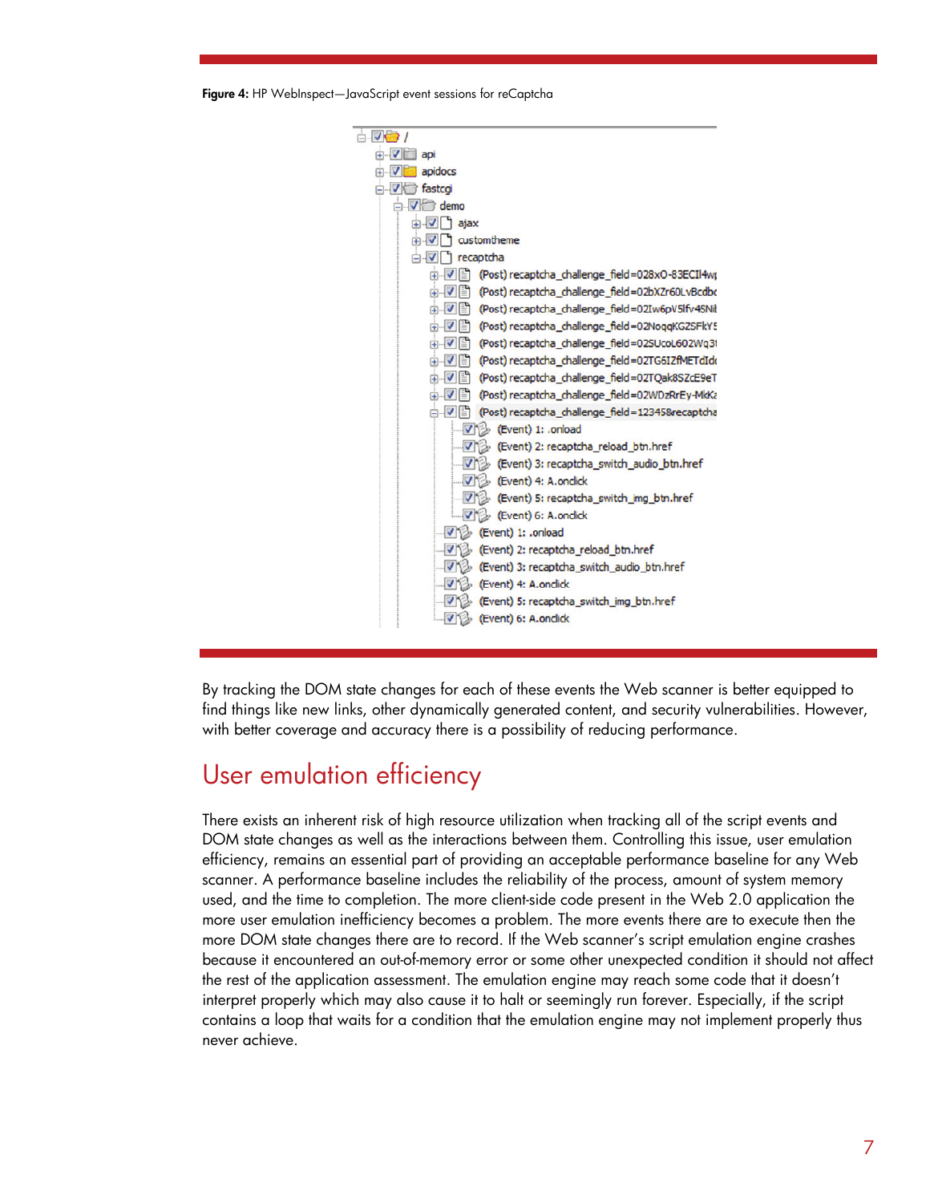**Figure 4:** HP WebInspect—JavaScript event sessions for reCaptcha

By tracking the DOM state changes for each of these events the Web scanner is better equipped to find things like new links, other dynamically generated content, and security vulnerabilities. However, with better coverage and accuracy there is a possibility of reducing performance.

## User emulation efficiency

There exists an inherent risk of high resource utilization when tracking all of the script events and DOM state changes as well as the interactions between them. Controlling this issue, user emulation efficiency, remains an essential part of providing an acceptable performance baseline for any Web scanner. A performance baseline includes the reliability of the process, amount of system memory used, and the time to completion. The more client-side code present in the Web 2.0 application the more user emulation inefficiency becomes a problem. The more events there are to execute then the more DOM state changes there are to record. If the Web scanner's script emulation engine crashes because it encountered an out-of-memory error or some other unexpected condition it should not affect the rest of the application assessment. The emulation engine may reach some code that it doesn't interpret properly which may also cause it to halt or seemingly run forever. Especially, if the script contains a loop that waits for a condition that the emulation engine may not implement properly thus never achieve.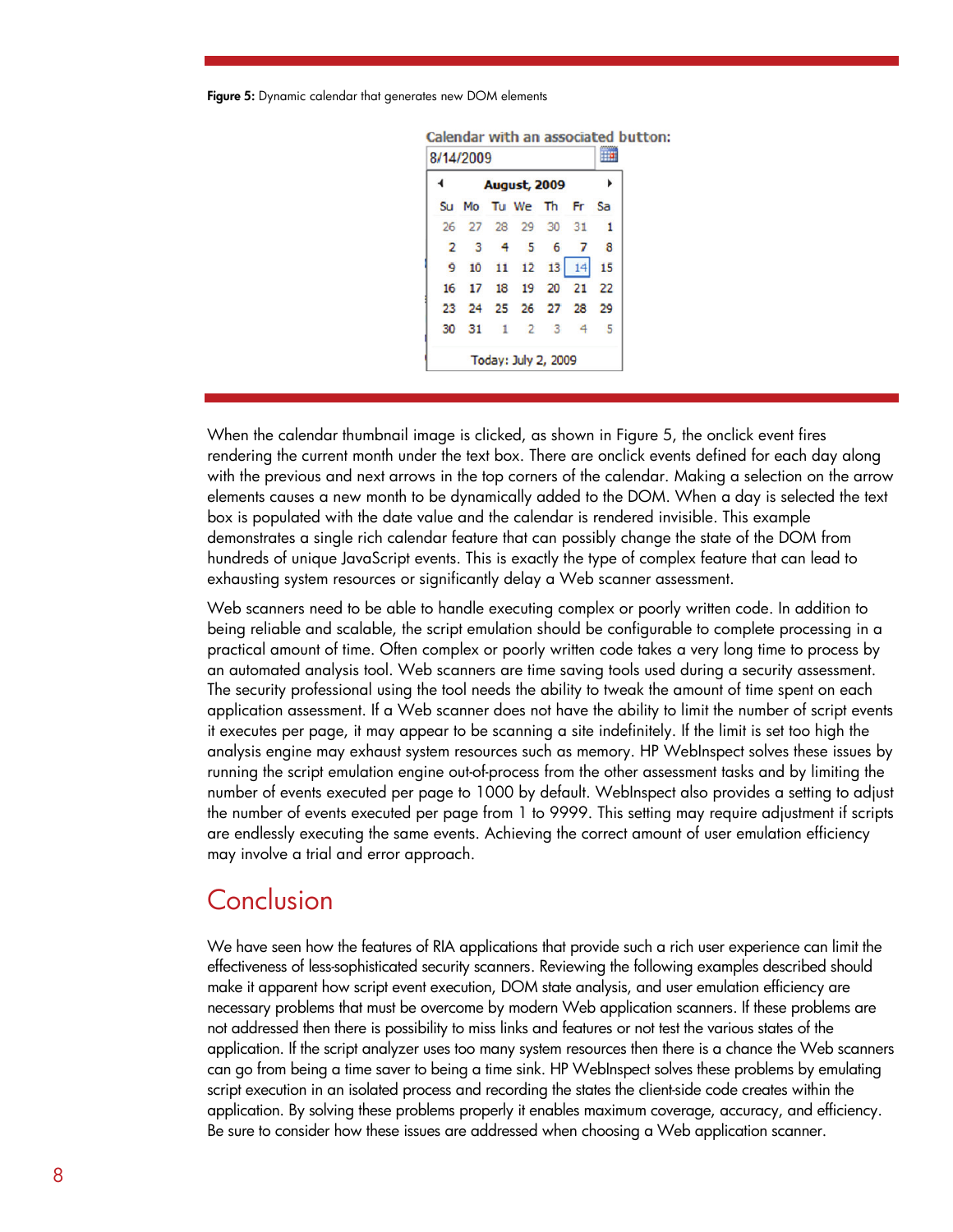**Figure 5:** Dynamic calendar that generates new DOM elements

When the calendar thumbnail image is clicked, as shown in Figure 5, the onclick event fires rendering the current month under the text box. There are onclick events defined for each day along with the previous and next arrows in the top corners of the calendar. Making a selection on the arrow elements causes a new month to be dynamically added to the DOM. When a day is selected the text box is populated with the date value and the calendar is rendered invisible. This example demonstrates a single rich calendar feature that can possibly change the state of the DOM from hundreds of unique JavaScript events. This is exactly the type of complex feature that can lead to exhausting system resources or significantly delay a Web scanner assessment.

Web scanners need to be able to handle executing complex or poorly written code. In addition to being reliable and scalable, the script emulation should be configurable to complete processing in a practical amount of time. Often complex or poorly written code takes a very long time to process by an automated analysis tool. Web scanners are time saving tools used during a security assessment. The security professional using the tool needs the ability to tweak the amount of time spent on each application assessment. If a Web scanner does not have the ability to limit the number of script events it executes per page, it may appear to be scanning a site indefinitely. If the limit is set too high the analysis engine may exhaust system resources such as memory. HP WebInspect solves these issues by running the script emulation engine out-of-process from the other assessment tasks and by limiting the number of events executed per page to 1000 by default. WebInspect also provides a setting to adjust the number of events executed per page from 1 to 9999. This setting may require adjustment if scripts are endlessly executing the same events. Achieving the correct amount of user emulation efficiency may involve a trial and error approach.

# Conclusion

We have seen how the features of RIA applications that provide such a rich user experience can limit the effectiveness of less-sophisticated security scanners. Reviewing the following examples described should make it apparent how script event execution, DOM state analysis, and user emulation efficiency are necessary problems that must be overcome by modern Web application scanners. If these problems are not addressed then there is possibility to miss links and features or not test the various states of the application. If the script analyzer uses too many system resources then there is a chance the Web scanners can go from being a time saver to being a time sink. HP WebInspect solves these problems by emulating script execution in an isolated process and recording the states the client-side code creates within the application. By solving these problems properly it enables maximum coverage, accuracy, and efficiency. Be sure to consider how these issues are addressed when choosing a Web application scanner.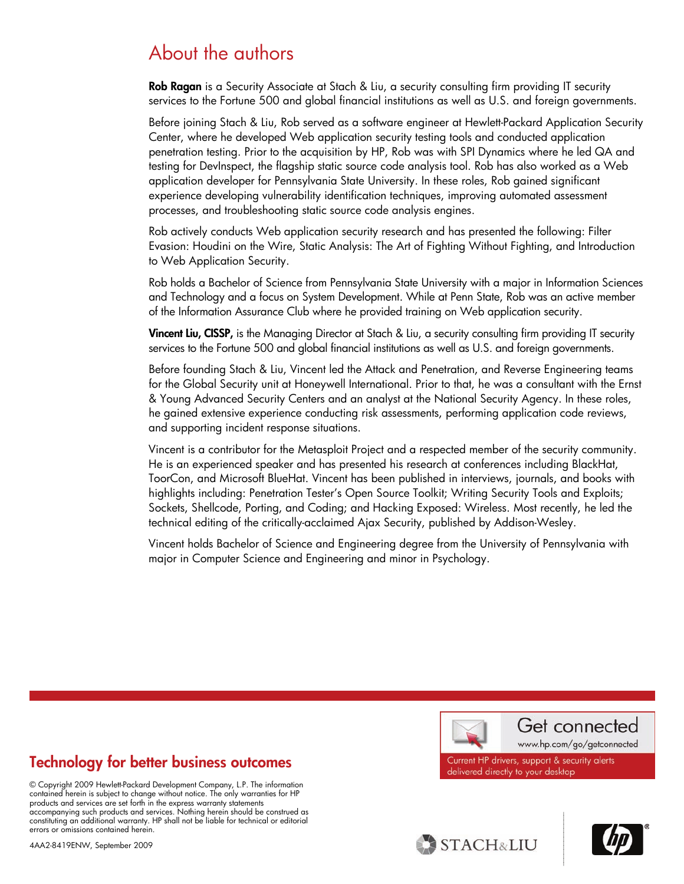# About the authors

**Rob Ragan** is a Security Associate at Stach & Liu, a security consulting firm providing IT security services to the Fortune 500 and global financial institutions as well as U.S. and foreign governments.

Before joining Stach & Liu, Rob served as a software engineer at Hewlett-Packard Application Security Center, where he developed Web application security testing tools and conducted application penetration testing. Prior to the acquisition by HP, Rob was with SPI Dynamics where he led QA and testing for DevInspect, the flagship static source code analysis tool. Rob has also worked as a Web application developer for Pennsylvania State University. In these roles, Rob gained significant experience developing vulnerability identification techniques, improving automated assessment processes, and troubleshooting static source code analysis engines.

Rob actively conducts Web application security research and has presented the following: Filter Evasion: Houdini on the Wire, Static Analysis: The Art of Fighting Without Fighting, and Introduction to Web Application Security.

Rob holds a Bachelor of Science from Pennsylvania State University with a major in Information Sciences and Technology and a focus on System Development. While at Penn State, Rob was an active member of the Information Assurance Club where he provided training on Web application security.

**Vincent Liu, CISSP,** is the Managing Director at Stach & Liu, a security consulting firm providing IT security services to the Fortune 500 and global financial institutions as well as U.S. and foreign governments.

Before founding Stach & Liu, Vincent led the Attack and Penetration, and Reverse Engineering teams for the Global Security unit at Honeywell International. Prior to that, he was a consultant with the Ernst & Young Advanced Security Centers and an analyst at the National Security Agency. In these roles, he gained extensive experience conducting risk assessments, performing application code reviews, and supporting incident response situations.

Vincent is a contributor for the Metasploit Project and a respected member of the security community. He is an experienced speaker and has presented his research at conferences including BlackHat, ToorCon, and Microsoft BlueHat. Vincent has been published in interviews, journals, and books with highlights including: Penetration Tester's Open Source Toolkit; Writing Security Tools and Exploits; Sockets, Shellcode, Porting, and Coding; and Hacking Exposed: Wireless. Most recently, he led the technical editing of the critically-acclaimed Ajax Security, published by Addison-Wesley.

Vincent holds Bachelor of Science and Engineering degree from the University of Pennsylvania with major in Computer Science and Engineering and minor in Psychology.

## Technology for better business outcomes

© Copyright 2009 Hewlett-Packard Development Company, L.P. The information contained herein is subject to change without notice. The only warranties for HP products and services are set forth in the express warranty statements accompanying such products and services. Nothing herein should be construed as constituting an additional warranty. HP shall not be liable for technical or editorial errors or omissions contained herein.

4AA2-8419ENW, September 2009

Get connected
www.hp.com/go/getconnected
Current HP drivers, support & security alerts delivered directly to your desktop

STACH&LIU